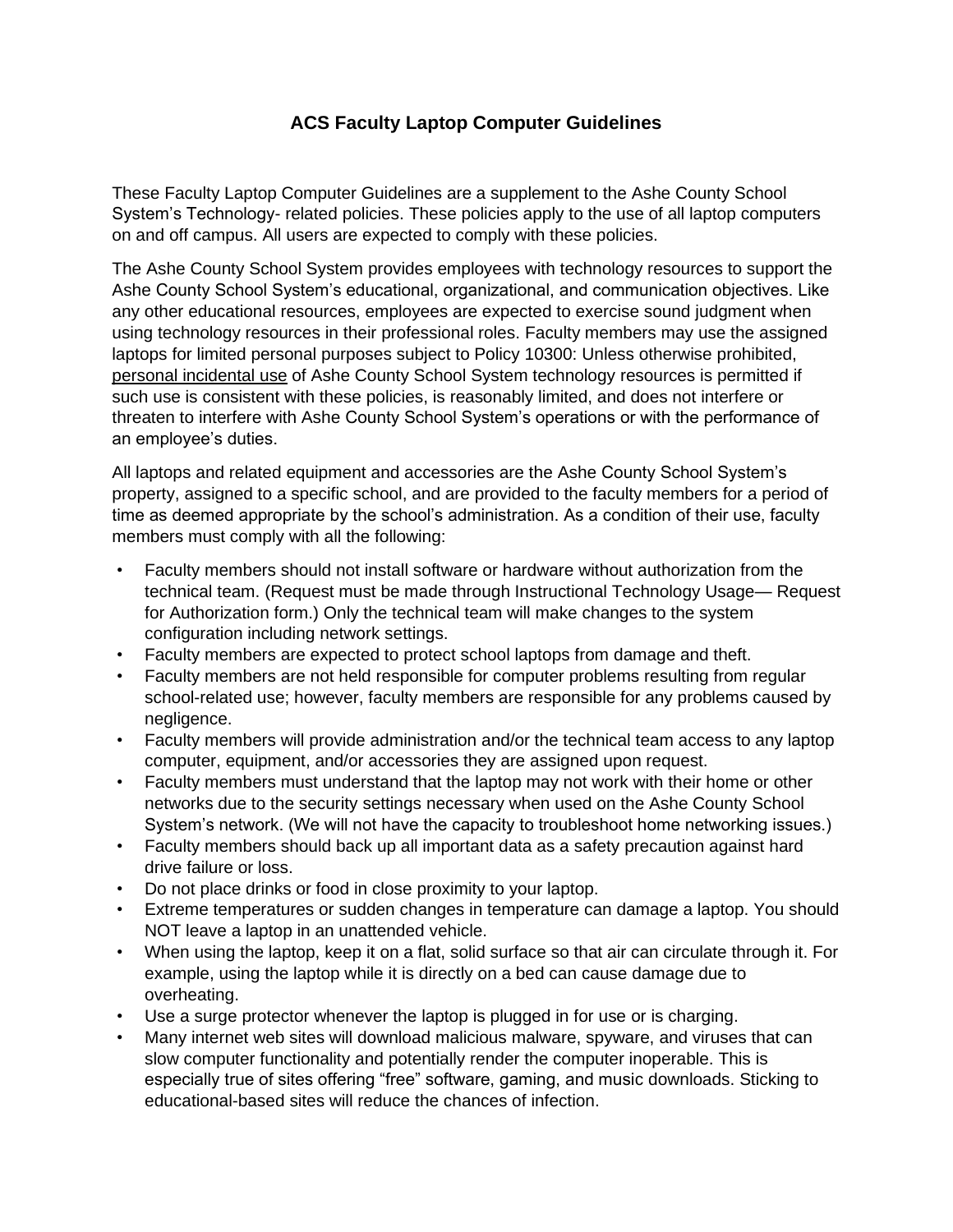# ACS Faculty Laptop Computer Guidelines

These Faculty Laptop Computer Guidelines are a supplement to the Ashe County School System's Technology- related policies. These policies apply to the use of all laptop computers on and off campus. All users are expected to comply with these policies.

The Ashe County School System provides employees with technology resources to support the Ashe County School System's educational, organizational, and communication objectives. Like any other educational resources, employees are expected to exercise sound judgment when using technology resources in their professional roles. Faculty members may use the assigned laptops for limited personal purposes subject to Policy 10300: Unless otherwise prohibited, <u>personal incidental use</u> of Ashe County School System technology resources is permitted if such use is consistent with these policies, is reasonably limited, and does not interfere or threaten to interfere with Ashe County School System's operations or with the performance of an employee's duties.

All laptops and related equipment and accessories are the Ashe County School System's property, assigned to a specific school, and are provided to the faculty members for a period of time as deemed appropriate by the school's administration. As a condition of their use, faculty members must comply with all the following:

- Faculty members should not install software or hardware without authorization from the technical team. (Request must be made through Instructional Technology Usage— Request for Authorization form.) Only the technical team will make changes to the system configuration including network settings.
- Faculty members are expected to protect school laptops from damage and theft.
- Faculty members are not held responsible for computer problems resulting from regular school-related use; however, faculty members are responsible for any problems caused by negligence.
- Faculty members will provide administration and/or the technical team access to any laptop computer, equipment, and/or accessories they are assigned upon request.
- Faculty members must understand that the laptop may not work with their home or other networks due to the security settings necessary when used on the Ashe County School System's network. (We will not have the capacity to troubleshoot home networking issues.)
- Faculty members should back up all important data as a safety precaution against hard drive failure or loss.
- Do not place drinks or food in close proximity to your laptop.
- Extreme temperatures or sudden changes in temperature can damage a laptop. You should NOT leave a laptop in an unattended vehicle.
- When using the laptop, keep it on a flat, solid surface so that air can circulate through it. For example, using the laptop while it is directly on a bed can cause damage due to overheating.
- Use a surge protector whenever the laptop is plugged in for use or is charging.
- Many internet web sites will download malicious malware, spyware, and viruses that can slow computer functionality and potentially render the computer inoperable. This is especially true of sites offering "free" software, gaming, and music downloads. Sticking to educational-based sites will reduce the chances of infection.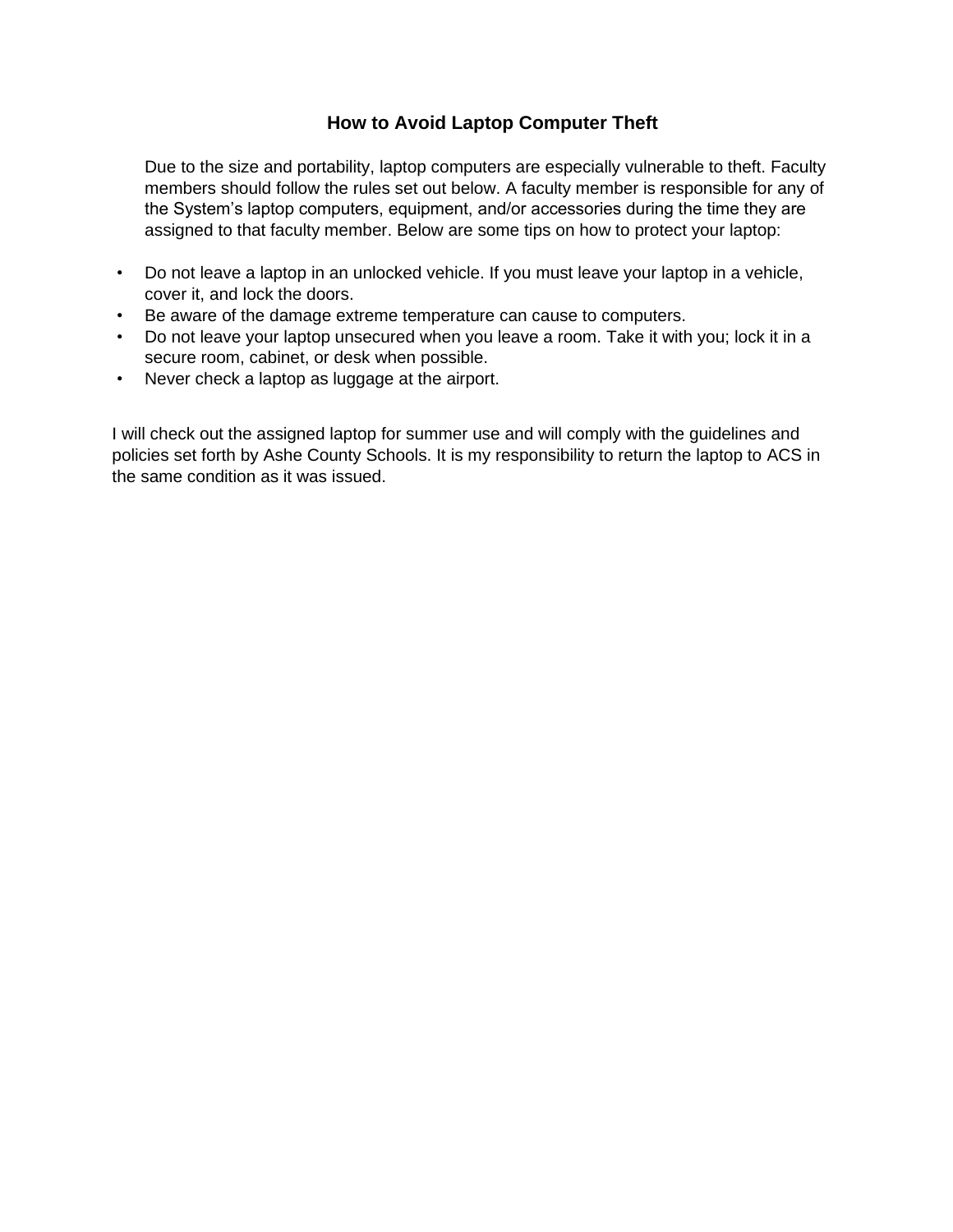## How to Avoid Laptop Computer Theft

Due to the size and portability, laptop computers are especially vulnerable to theft. Faculty members should follow the rules set out below. A faculty member is responsible for any of the System's laptop computers, equipment, and/or accessories during the time they are assigned to that faculty member. Below are some tips on how to protect your laptop:

- Do not leave a laptop in an unlocked vehicle. If you must leave your laptop in a vehicle, cover it, and lock the doors.
- Be aware of the damage extreme temperature can cause to computers.
- Do not leave your laptop unsecured when you leave a room. Take it with you; lock it in a secure room, cabinet, or desk when possible.
- Never check a laptop as luggage at the airport.

I will check out the assigned laptop for summer use and will comply with the guidelines and policies set forth by Ashe County Schools. It is my responsibility to return the laptop to ACS in the same condition as it was issued.